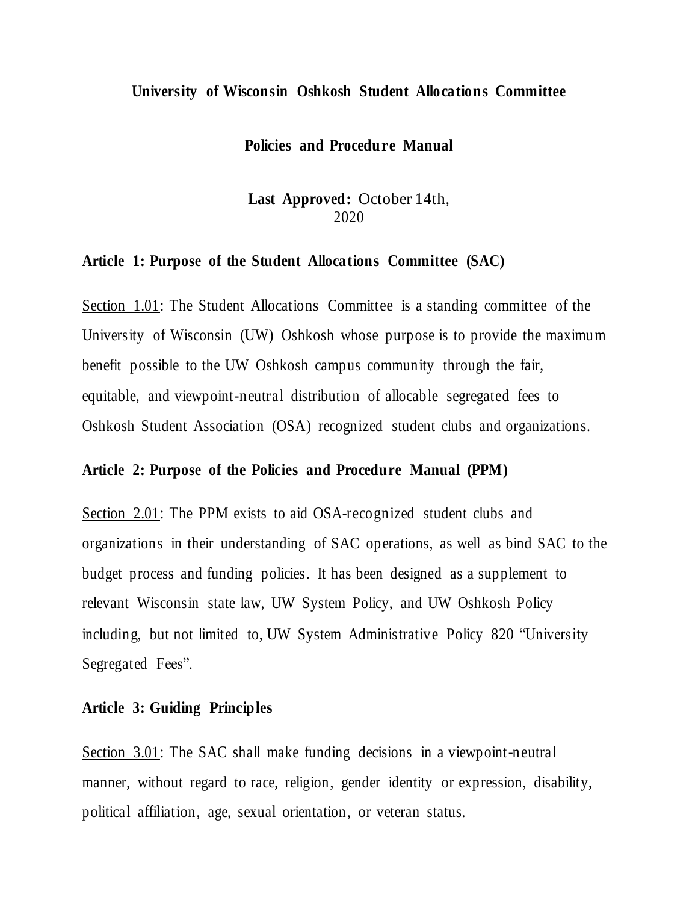# University of Wisconsin Oshkosh Student Allocations Committee

## Policies and Procedure Manual

**Last Approved:** October 14th, 2020

### Article 1: Purpose of the Student Allocations Committee (SAC)

Section 1.01: The Student Allocations Committee is a standing committee of the University of Wisconsin (UW) Oshkosh whose purpose is to provide the maximum benefit possible to the UW Oshkosh campus community through the fair, equitable, and viewpoint-neutral distribution of allocable segregated fees to Oshkosh Student Association (OSA) recognized student clubs and organizations.

### Article 2: Purpose of the Policies and Procedure Manual (PPM)

Section 2.01: The PPM exists to aid OSA-recognized student clubs and organizations in their understanding of SAC operations, as well as bind SAC to the budget process and funding policies. It has been designed as a supplement to relevant Wisconsin state law, UW System Policy, and UW Oshkosh Policy including, but not limited to, UW System Administrative Policy 820 "University Segregated Fees".

### Article 3: Guiding Principles

Section 3.01: The SAC shall make funding decisions in a viewpoint-neutral manner, without regard to race, religion, gender identity or expression, disability, political affiliation, age, sexual orientation, or veteran status.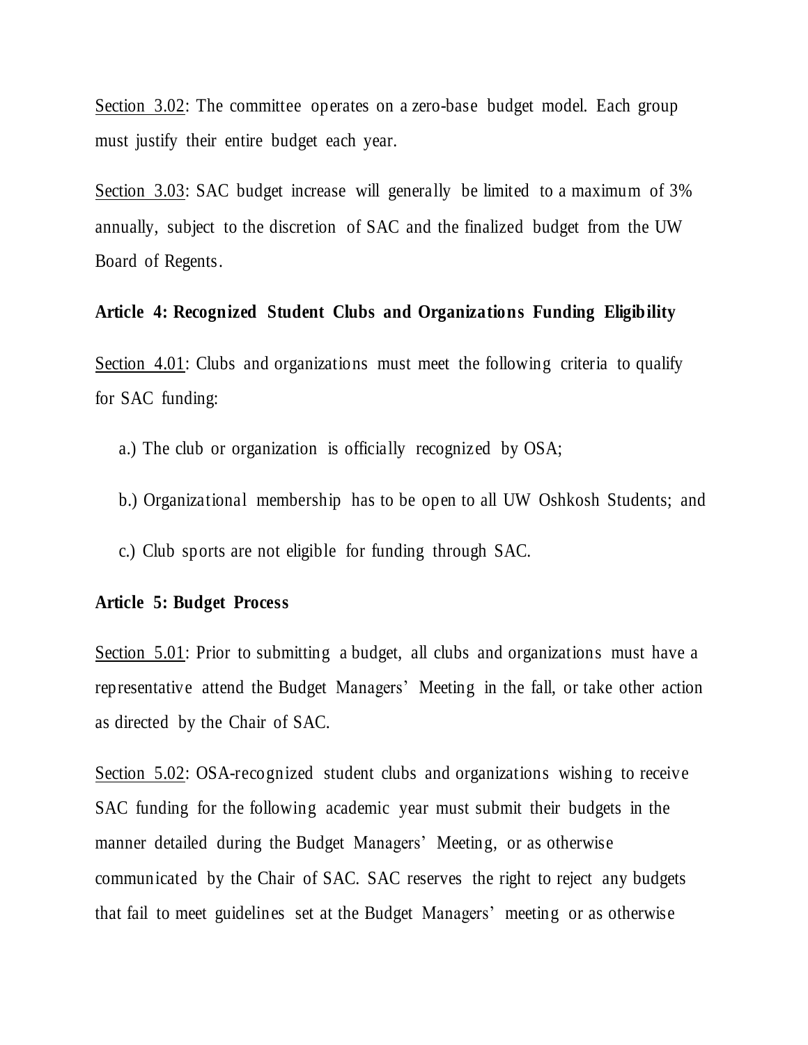<u>Section 3.02</u>: The committee operates on a zero-base budget model. Each group must justify their entire budget each year.

<u>Section 3.03</u>: SAC budget increase will generally be limited to a maximum of 3% annually, subject to the discretion of SAC and the finalized budget from the UW Board of Regents.

**Article 4: Recognized Student Clubs and Organizations Funding Eligibility**

<u>Section 4.01</u>: Clubs and organizations must meet the following criteria to qualify for SAC funding:

a.) The club or organization is officially recognized by OSA;

b.) Organizational membership has to be open to all UW Oshkosh Students; and

c.) Club sports are not eligible for funding through SAC.

**Article 5: Budget Process**

<u>Section 5.01</u>: Prior to submitting a budget, all clubs and organizations must have a representative attend the Budget Managers' Meeting in the fall, or take other action as directed by the Chair of SAC.

<u>Section 5.02</u>: OSA-recognized student clubs and organizations wishing to receive SAC funding for the following academic year must submit their budgets in the manner detailed during the Budget Managers' Meeting, or as otherwise communicated by the Chair of SAC. SAC reserves the right to reject any budgets that fail to meet guidelines set at the Budget Managers' meeting or as otherwise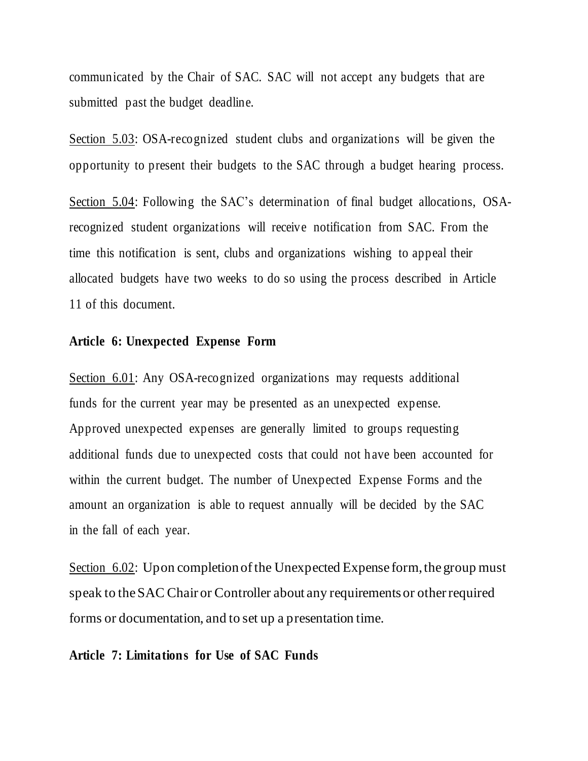communicated by the Chair of SAC. SAC will not accept any budgets that are submitted past the budget deadline.

Section 5.03: OSA-recognized student clubs and organizations will be given the opportunity to present their budgets to the SAC through a budget hearing process.

Section 5.04: Following the SAC's determination of final budget allocations, OSA-recognized student organizations will receive notification from SAC. From the time this notification is sent, clubs and organizations wishing to appeal their allocated budgets have two weeks to do so using the process described in Article 11 of this document.

**Article 6: Unexpected Expense Form**

Section 6.01: Any OSA-recognized organizations may requests additional funds for the current year may be presented as an unexpected expense. Approved unexpected expenses are generally limited to groups requesting additional funds due to unexpected costs that could not have been accounted for within the current budget. The number of Unexpected Expense Forms and the amount an organization is able to request annually will be decided by the SAC in the fall of each year.

Section 6.02: Upon completion of the Unexpected Expense form, the group must speak to the SAC Chair or Controller about any requirements or other required forms or documentation, and to set up a presentation time.

**Article 7: Limitations for Use of SAC Funds**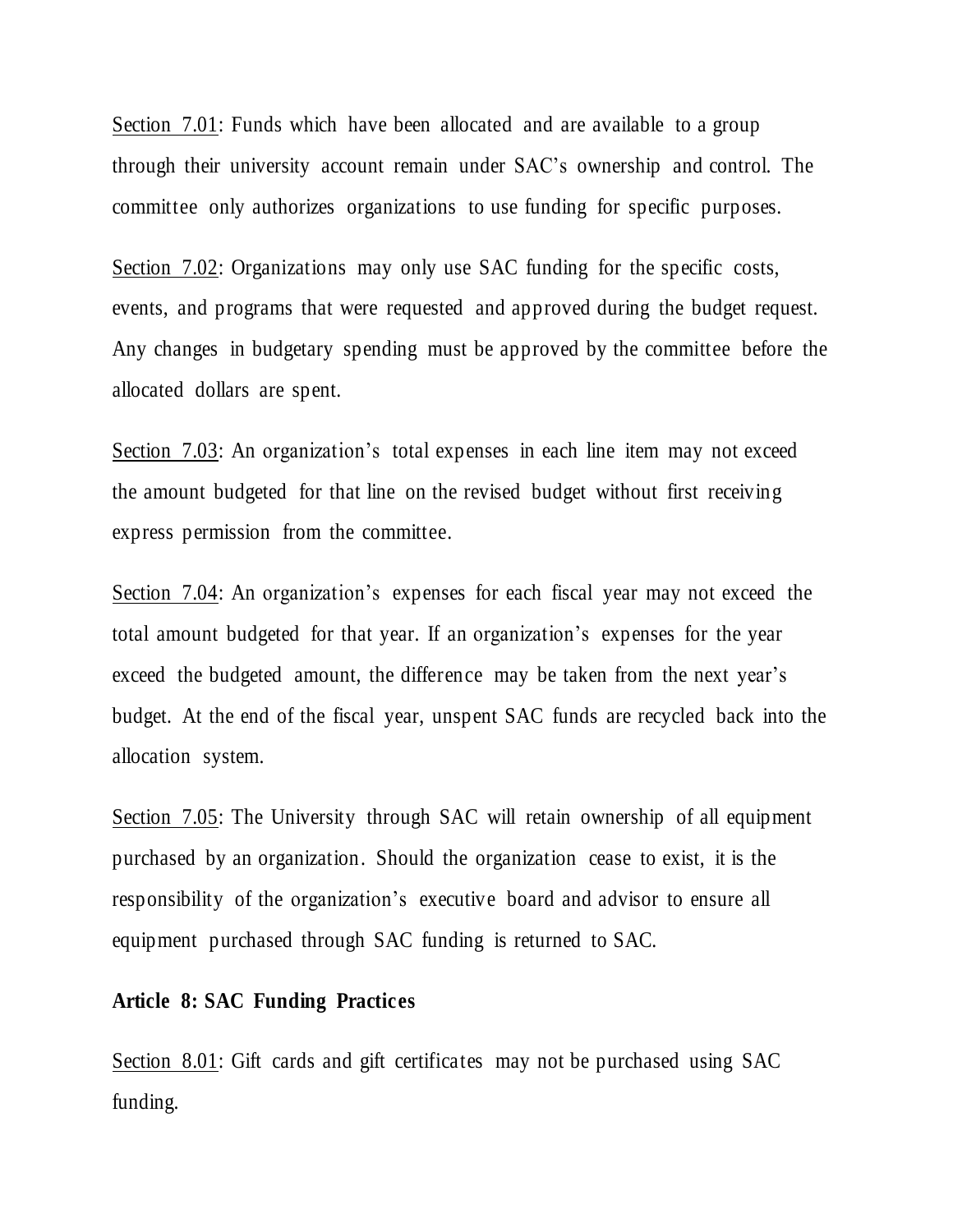<u>Section 7.01</u>: Funds which have been allocated and are available to a group through their university account remain under SAC's ownership and control. The committee only authorizes organizations to use funding for specific purposes.

<u>Section 7.02</u>: Organizations may only use SAC funding for the specific costs, events, and programs that were requested and approved during the budget request. Any changes in budgetary spending must be approved by the committee before the allocated dollars are spent.

<u>Section 7.03</u>: An organization's total expenses in each line item may not exceed the amount budgeted for that line on the revised budget without first receiving express permission from the committee.

<u>Section 7.04</u>: An organization's expenses for each fiscal year may not exceed the total amount budgeted for that year. If an organization's expenses for the year exceed the budgeted amount, the difference may be taken from the next year's budget. At the end of the fiscal year, unspent SAC funds are recycled back into the allocation system.

<u>Section 7.05</u>: The University through SAC will retain ownership of all equipment purchased by an organization. Should the organization cease to exist, it is the responsibility of the organization's executive board and advisor to ensure all equipment purchased through SAC funding is returned to SAC.

**Article 8: SAC Funding Practices**

<u>Section 8.01</u>: Gift cards and gift certificates may not be purchased using SAC funding.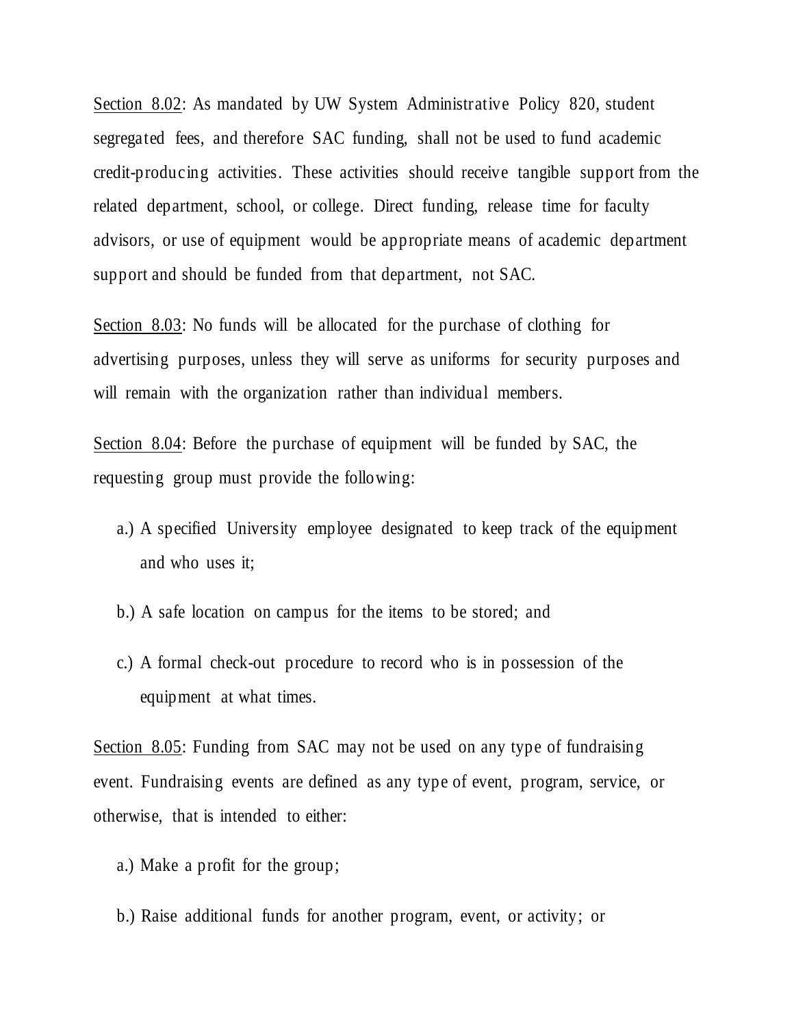<u>Section 8.02</u>: As mandated by UW System Administrative Policy 820, student segregated fees, and therefore SAC funding, shall not be used to fund academic credit-producing activities. These activities should receive tangible support from the related department, school, or college. Direct funding, release time for faculty advisors, or use of equipment would be appropriate means of academic department support and should be funded from that department, not SAC.

<u>Section 8.03</u>: No funds will be allocated for the purchase of clothing for advertising purposes, unless they will serve as uniforms for security purposes and will remain with the organization rather than individual members.

<u>Section 8.04</u>: Before the purchase of equipment will be funded by SAC, the requesting group must provide the following:

- a.) A specified University employee designated to keep track of the equipment and who uses it;
- b.) A safe location on campus for the items to be stored; and
- c.) A formal check-out procedure to record who is in possession of the equipment at what times.

<u>Section 8.05</u>: Funding from SAC may not be used on any type of fundraising event. Fundraising events are defined as any type of event, program, service, or otherwise, that is intended to either:

- a.) Make a profit for the group;
- b.) Raise additional funds for another program, event, or activity; or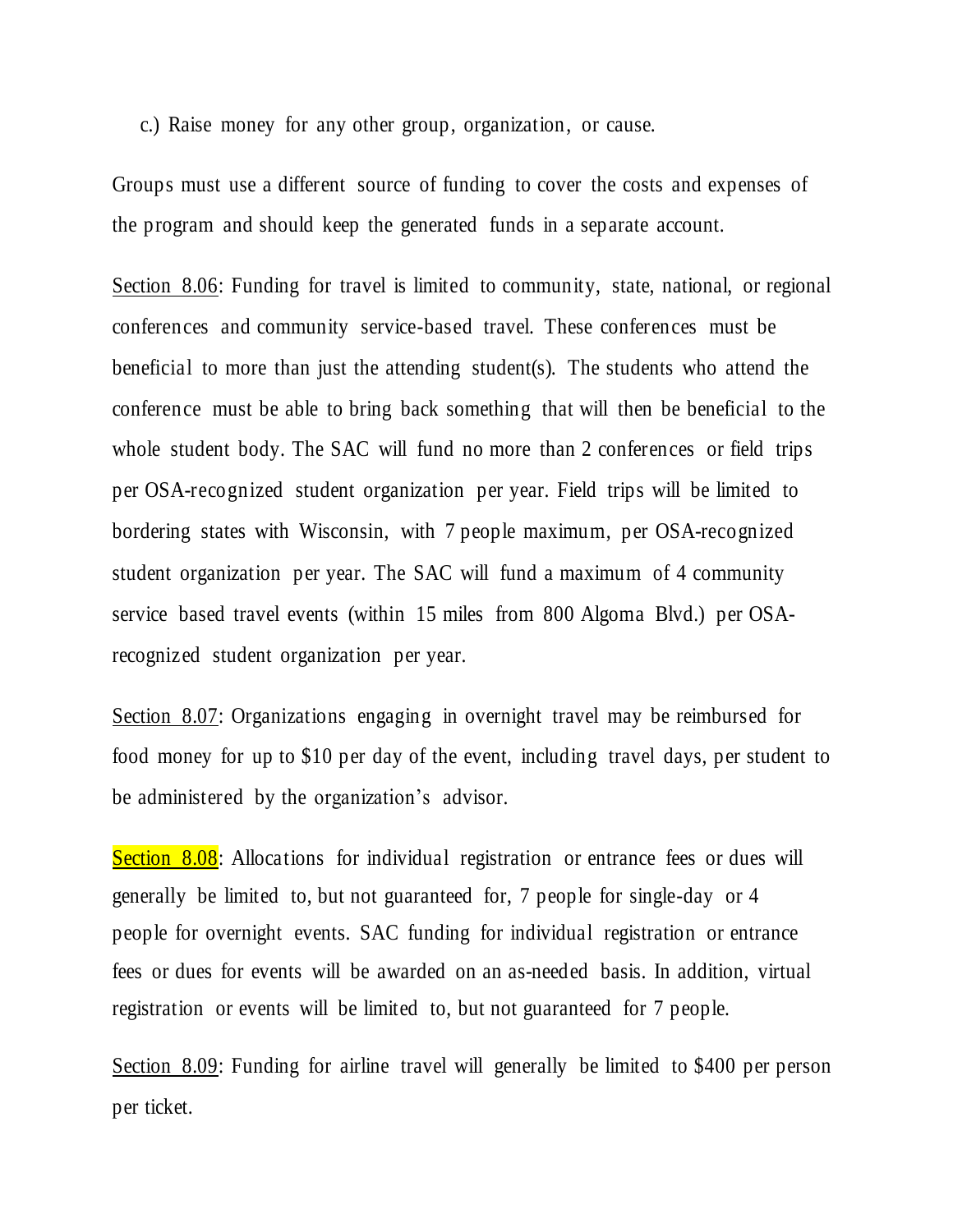c.) Raise money for any other group, organization, or cause.

Groups must use a different source of funding to cover the costs and expenses of the program and should keep the generated funds in a separate account.

Section 8.06: Funding for travel is limited to community, state, national, or regional conferences and community service-based travel. These conferences must be beneficial to more than just the attending student(s). The students who attend the conference must be able to bring back something that will then be beneficial to the whole student body. The SAC will fund no more than 2 conferences or field trips per OSA-recognized student organization per year. Field trips will be limited to bordering states with Wisconsin, with 7 people maximum, per OSA-recognized student organization per year. The SAC will fund a maximum of 4 community service based travel events (within 15 miles from 800 Algoma Blvd.) per OSA-recognized student organization per year.

Section 8.07: Organizations engaging in overnight travel may be reimbursed for food money for up to $10 per day of the event, including travel days, per student to be administered by the organization's advisor.

Section 8.08: Allocations for individual registration or entrance fees or dues will generally be limited to, but not guaranteed for, 7 people for single-day or 4 people for overnight events. SAC funding for individual registration or entrance fees or dues for events will be awarded on an as-needed basis. In addition, virtual registration or events will be limited to, but not guaranteed for 7 people.

Section 8.09: Funding for airline travel will generally be limited to $400 per person per ticket.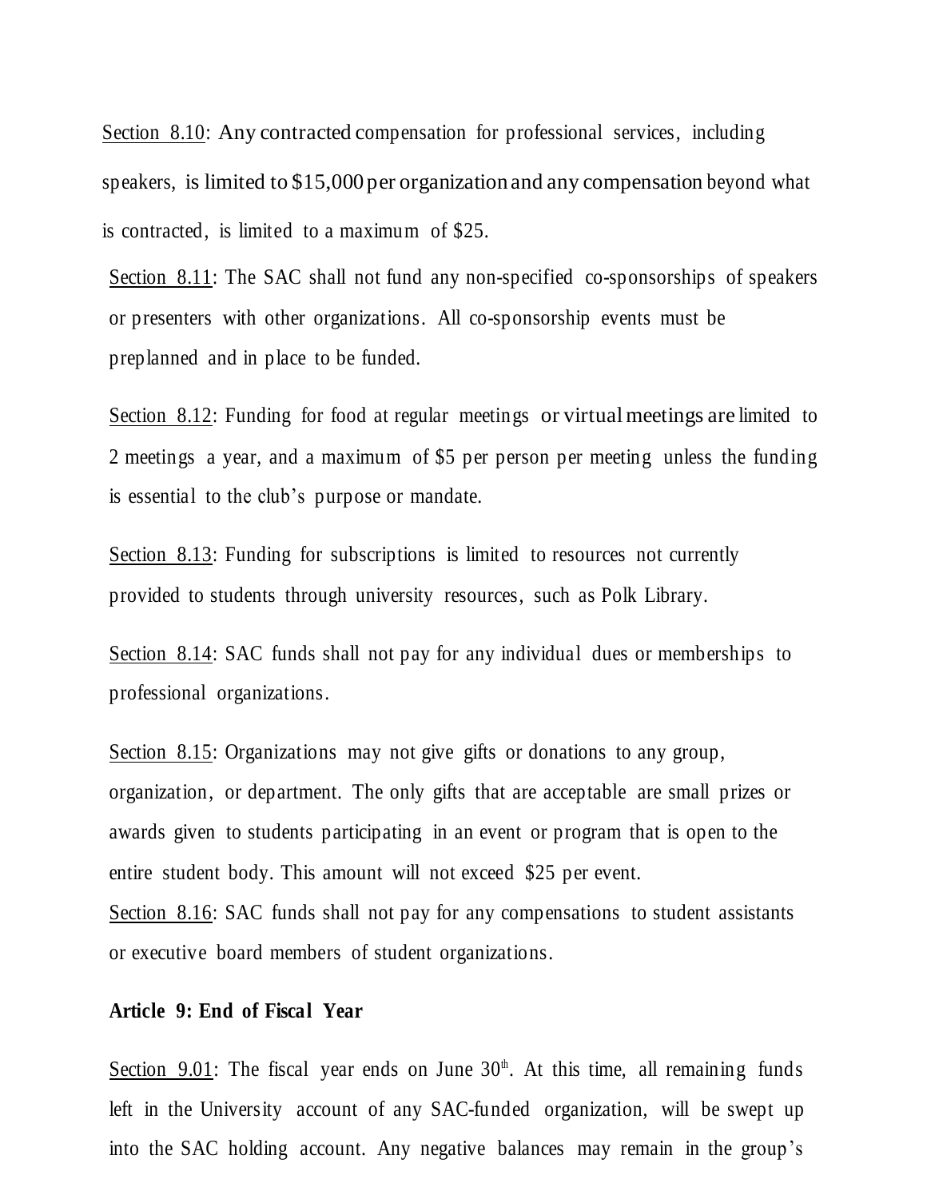Section 8.10: Any contracted compensation for professional services, including speakers, is limited to $15,000 per organization and any compensation beyond what is contracted, is limited to a maximum of $25.

Section 8.11: The SAC shall not fund any non-specified co-sponsorships of speakers or presenters with other organizations. All co-sponsorship events must be preplanned and in place to be funded.

Section 8.12: Funding for food at regular meetings or virtual meetings are limited to 2 meetings a year, and a maximum of $5 per person per meeting unless the funding is essential to the club's purpose or mandate.

Section 8.13: Funding for subscriptions is limited to resources not currently provided to students through university resources, such as Polk Library.

Section 8.14: SAC funds shall not pay for any individual dues or memberships to professional organizations.

Section 8.15: Organizations may not give gifts or donations to any group, organization, or department. The only gifts that are acceptable are small prizes or awards given to students participating in an event or program that is open to the entire student body. This amount will not exceed $25 per event.

Section 8.16: SAC funds shall not pay for any compensations to student assistants or executive board members of student organizations.

**Article 9: End of Fiscal Year**

Section 9.01: The fiscal year ends on June 30th. At this time, all remaining funds left in the University account of any SAC-funded organization, will be swept up into the SAC holding account. Any negative balances may remain in the group's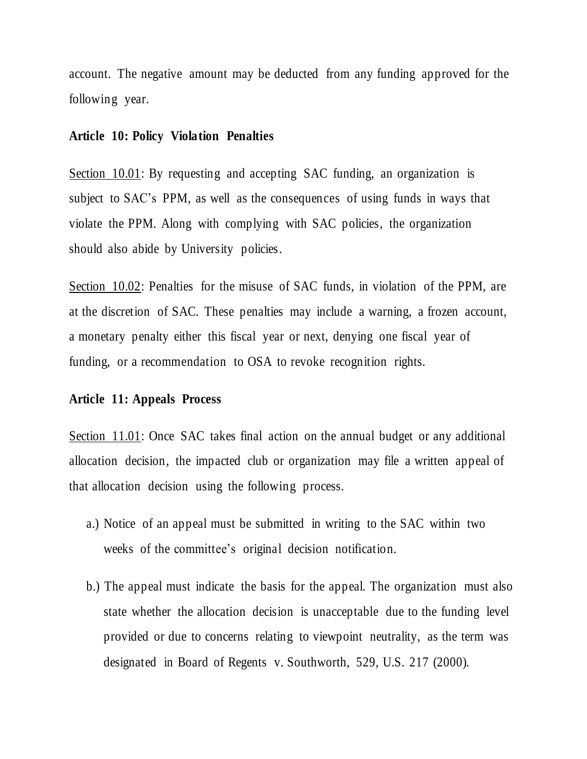account. The negative amount may be deducted from any funding approved for the following year.

**Article 10: Policy Violation Penalties**

Section 10.01: By requesting and accepting SAC funding, an organization is subject to SAC's PPM, as well as the consequences of using funds in ways that violate the PPM. Along with complying with SAC policies, the organization should also abide by University policies.

Section 10.02: Penalties for the misuse of SAC funds, in violation of the PPM, are at the discretion of SAC. These penalties may include a warning, a frozen account, a monetary penalty either this fiscal year or next, denying one fiscal year of funding, or a recommendation to OSA to revoke recognition rights.

**Article 11: Appeals Process**

Section 11.01: Once SAC takes final action on the annual budget or any additional allocation decision, the impacted club or organization may file a written appeal of that allocation decision using the following process.

a.) Notice of an appeal must be submitted in writing to the SAC within two weeks of the committee's original decision notification.

b.) The appeal must indicate the basis for the appeal. The organization must also state whether the allocation decision is unacceptable due to the funding level provided or due to concerns relating to viewpoint neutrality, as the term was designated in Board of Regents v. Southworth, 529, U.S. 217 (2000).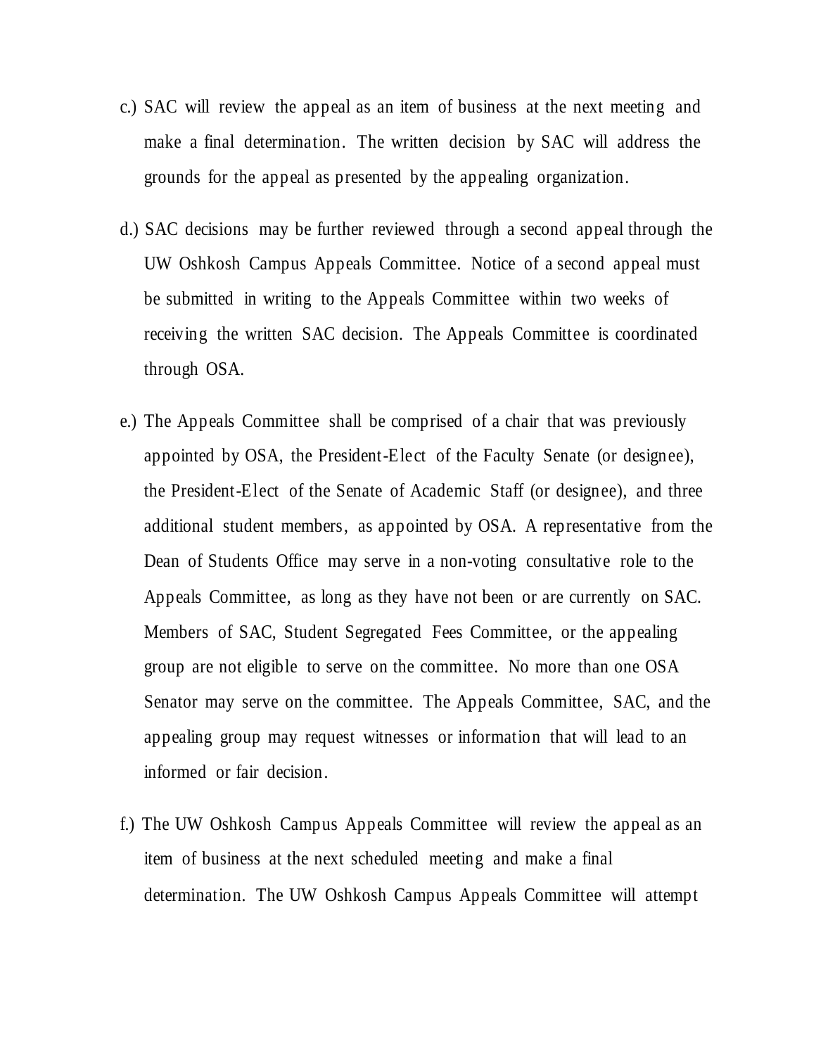c.) SAC will review the appeal as an item of business at the next meeting and make a final determination. The written decision by SAC will address the grounds for the appeal as presented by the appealing organization.

d.) SAC decisions may be further reviewed through a second appeal through the UW Oshkosh Campus Appeals Committee. Notice of a second appeal must be submitted in writing to the Appeals Committee within two weeks of receiving the written SAC decision. The Appeals Committee is coordinated through OSA.

e.) The Appeals Committee shall be comprised of a chair that was previously appointed by OSA, the President-Elect of the Faculty Senate (or designee), the President-Elect of the Senate of Academic Staff (or designee), and three additional student members, as appointed by OSA. A representative from the Dean of Students Office may serve in a non-voting consultative role to the Appeals Committee, as long as they have not been or are currently on SAC. Members of SAC, Student Segregated Fees Committee, or the appealing group are not eligible to serve on the committee. No more than one OSA Senator may serve on the committee. The Appeals Committee, SAC, and the appealing group may request witnesses or information that will lead to an informed or fair decision.

f.) The UW Oshkosh Campus Appeals Committee will review the appeal as an item of business at the next scheduled meeting and make a final determination. The UW Oshkosh Campus Appeals Committee will attempt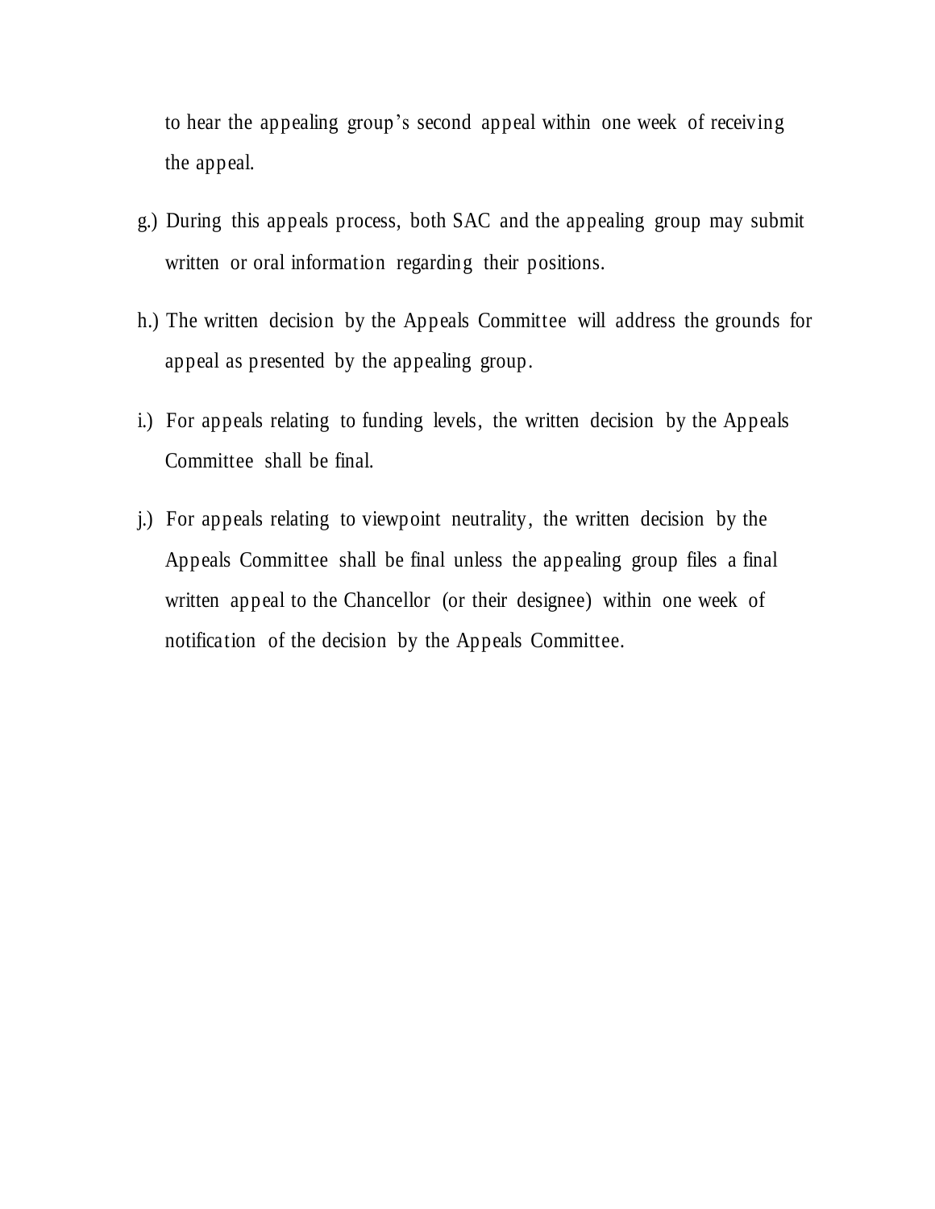to hear the appealing group's second appeal within one week of receiving the appeal.

g.) During this appeals process, both SAC and the appealing group may submit written or oral information regarding their positions.

h.) The written decision by the Appeals Committee will address the grounds for appeal as presented by the appealing group.

i.) For appeals relating to funding levels, the written decision by the Appeals Committee shall be final.

j.) For appeals relating to viewpoint neutrality, the written decision by the Appeals Committee shall be final unless the appealing group files a final written appeal to the Chancellor (or their designee) within one week of notification of the decision by the Appeals Committee.